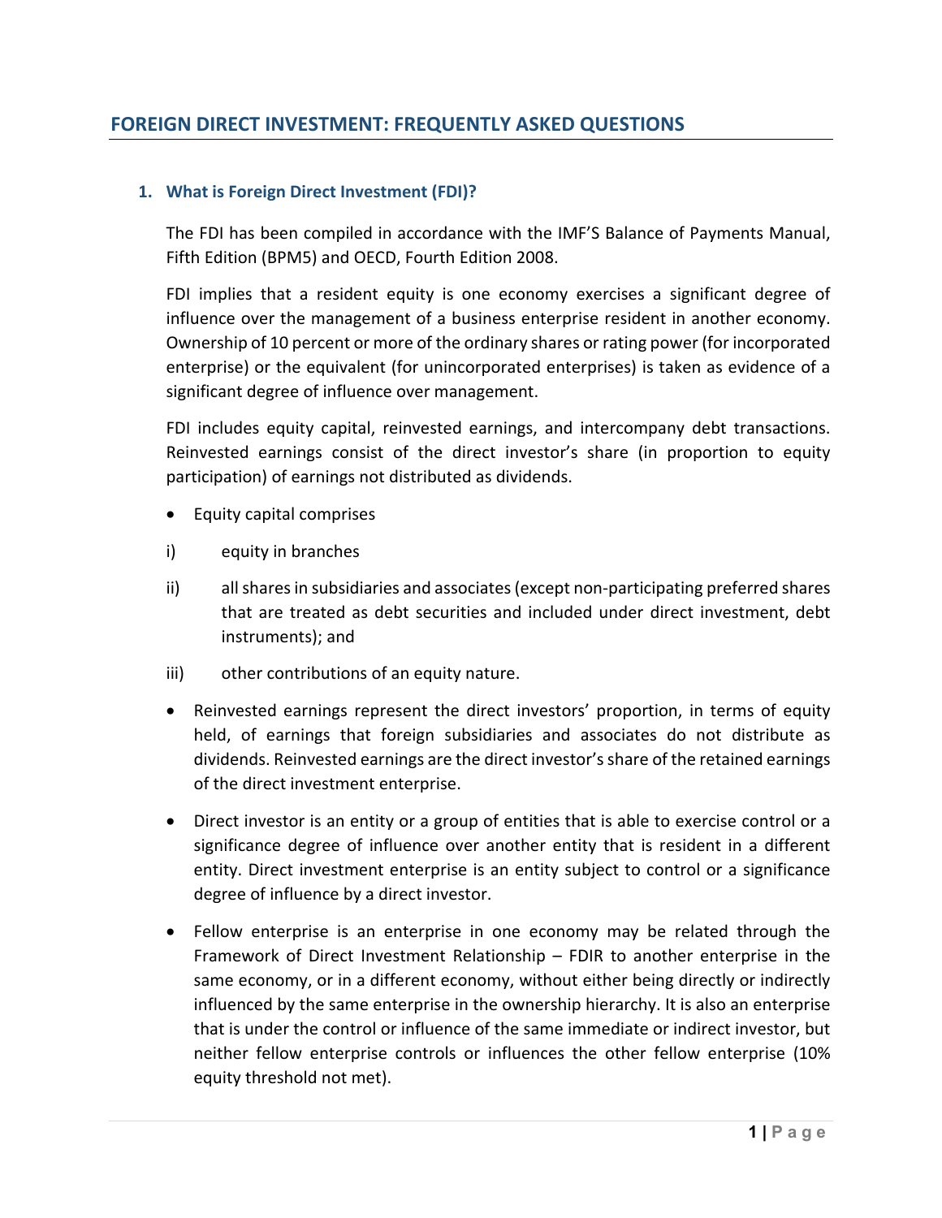# FOREIGN DIRECT INVESTMENT: FREQUENTLY ASKED QUESTIONS

## 1. What is Foreign Direct Investment (FDI)?

The FDI has been compiled in accordance with the IMF'S Balance of Payments Manual, Fifth Edition (BPM5) and OECD, Fourth Edition 2008.

FDI implies that a resident equity is one economy exercises a significant degree of influence over the management of a business enterprise resident in another economy. Ownership of 10 percent or more of the ordinary shares or rating power (for incorporated enterprise) or the equivalent (for unincorporated enterprises) is taken as evidence of a significant degree of influence over management.

FDI includes equity capital, reinvested earnings, and intercompany debt transactions. Reinvested earnings consist of the direct investor's share (in proportion to equity participation) of earnings not distributed as dividends.

- Equity capital comprises

i) equity in branches

ii) all shares in subsidiaries and associates (except non-participating preferred shares that are treated as debt securities and included under direct investment, debt instruments); and

iii) other contributions of an equity nature.

- Reinvested earnings represent the direct investors' proportion, in terms of equity held, of earnings that foreign subsidiaries and associates do not distribute as dividends. Reinvested earnings are the direct investor's share of the retained earnings of the direct investment enterprise.
- Direct investor is an entity or a group of entities that is able to exercise control or a significance degree of influence over another entity that is resident in a different entity. Direct investment enterprise is an entity subject to control or a significance degree of influence by a direct investor.
- Fellow enterprise is an enterprise in one economy may be related through the Framework of Direct Investment Relationship – FDIR to another enterprise in the same economy, or in a different economy, without either being directly or indirectly influenced by the same enterprise in the ownership hierarchy. It is also an enterprise that is under the control or influence of the same immediate or indirect investor, but neither fellow enterprise controls or influences the other fellow enterprise (10% equity threshold not met).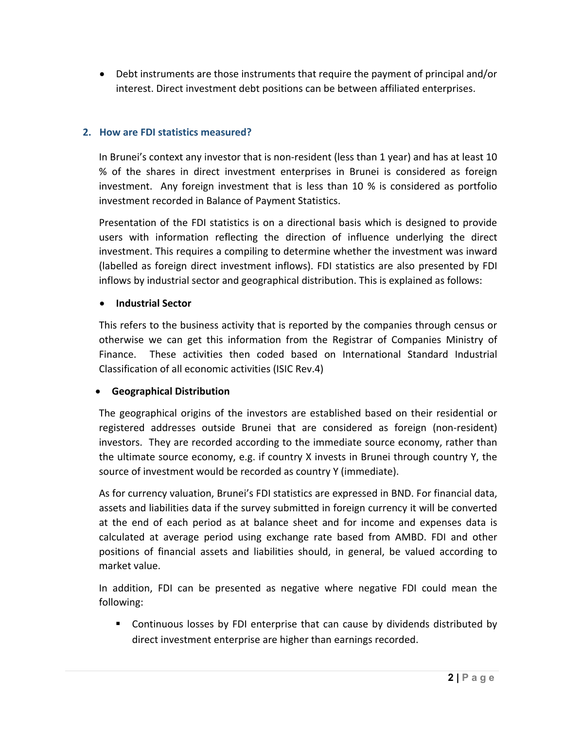- Debt instruments are those instruments that require the payment of principal and/or interest. Direct investment debt positions can be between affiliated enterprises.

## 2. How are FDI statistics measured?

In Brunei's context any investor that is non-resident (less than 1 year) and has at least 10 % of the shares in direct investment enterprises in Brunei is considered as foreign investment. Any foreign investment that is less than 10 % is considered as portfolio investment recorded in Balance of Payment Statistics.

Presentation of the FDI statistics is on a directional basis which is designed to provide users with information reflecting the direction of influence underlying the direct investment. This requires a compiling to determine whether the investment was inward (labelled as foreign direct investment inflows). FDI statistics are also presented by FDI inflows by industrial sector and geographical distribution. This is explained as follows:

- **Industrial Sector**

This refers to the business activity that is reported by the companies through census or otherwise we can get this information from the Registrar of Companies Ministry of Finance. These activities then coded based on International Standard Industrial Classification of all economic activities (ISIC Rev.4)

- **Geographical Distribution**

The geographical origins of the investors are established based on their residential or registered addresses outside Brunei that are considered as foreign (non-resident) investors. They are recorded according to the immediate source economy, rather than the ultimate source economy, e.g. if country X invests in Brunei through country Y, the source of investment would be recorded as country Y (immediate).

As for currency valuation, Brunei's FDI statistics are expressed in BND. For financial data, assets and liabilities data if the survey submitted in foreign currency it will be converted at the end of each period as at balance sheet and for income and expenses data is calculated at average period using exchange rate based from AMBD. FDI and other positions of financial assets and liabilities should, in general, be valued according to market value.

In addition, FDI can be presented as negative where negative FDI could mean the following:

- Continuous losses by FDI enterprise that can cause by dividends distributed by direct investment enterprise are higher than earnings recorded.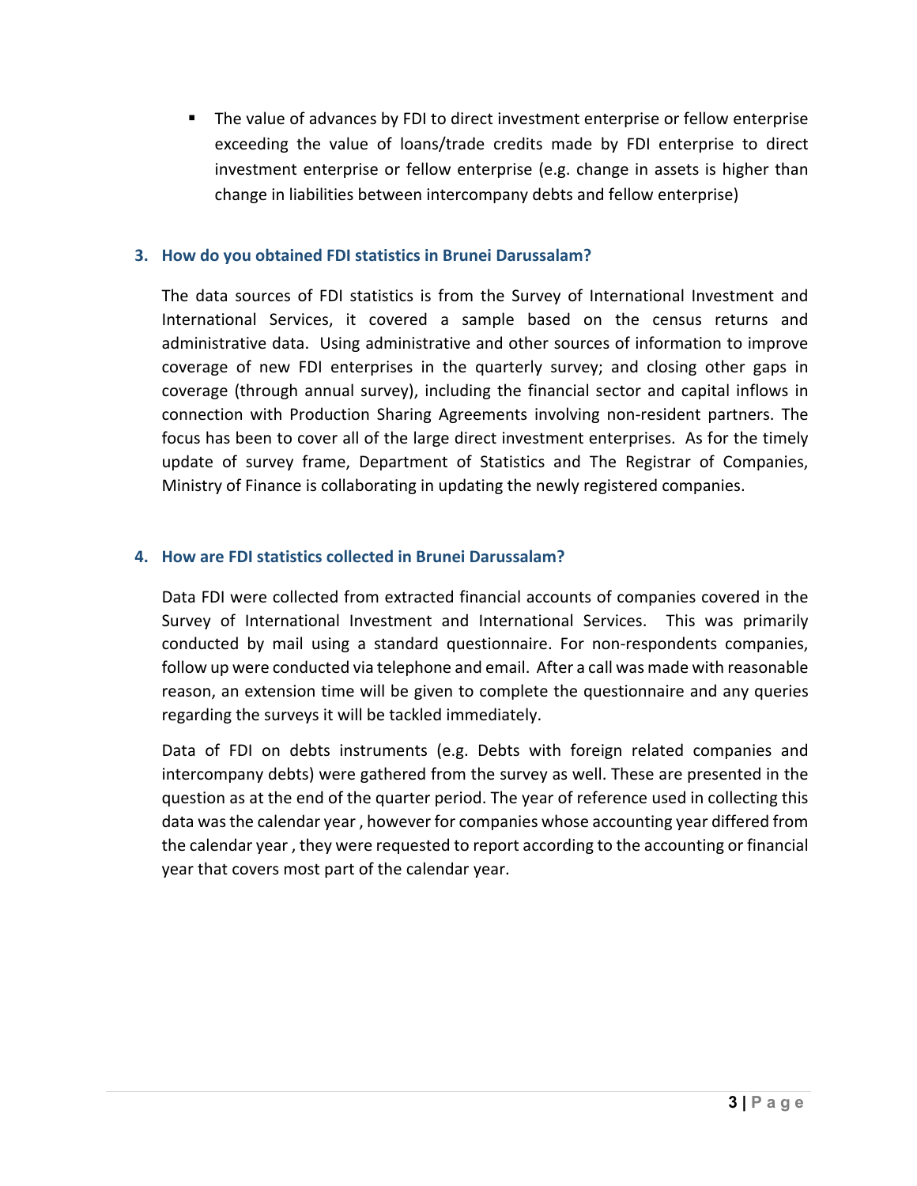- The value of advances by FDI to direct investment enterprise or fellow enterprise exceeding the value of loans/trade credits made by FDI enterprise to direct investment enterprise or fellow enterprise (e.g. change in assets is higher than change in liabilities between intercompany debts and fellow enterprise)

### 3. How do you obtained FDI statistics in Brunei Darussalam?

The data sources of FDI statistics is from the Survey of International Investment and International Services, it covered a sample based on the census returns and administrative data. Using administrative and other sources of information to improve coverage of new FDI enterprises in the quarterly survey; and closing other gaps in coverage (through annual survey), including the financial sector and capital inflows in connection with Production Sharing Agreements involving non-resident partners. The focus has been to cover all of the large direct investment enterprises. As for the timely update of survey frame, Department of Statistics and The Registrar of Companies, Ministry of Finance is collaborating in updating the newly registered companies.

### 4. How are FDI statistics collected in Brunei Darussalam?

Data FDI were collected from extracted financial accounts of companies covered in the Survey of International Investment and International Services. This was primarily conducted by mail using a standard questionnaire. For non-respondents companies, follow up were conducted via telephone and email. After a call was made with reasonable reason, an extension time will be given to complete the questionnaire and any queries regarding the surveys it will be tackled immediately.

Data of FDI on debts instruments (e.g. Debts with foreign related companies and intercompany debts) were gathered from the survey as well. These are presented in the question as at the end of the quarter period. The year of reference used in collecting this data was the calendar year , however for companies whose accounting year differed from the calendar year , they were requested to report according to the accounting or financial year that covers most part of the calendar year.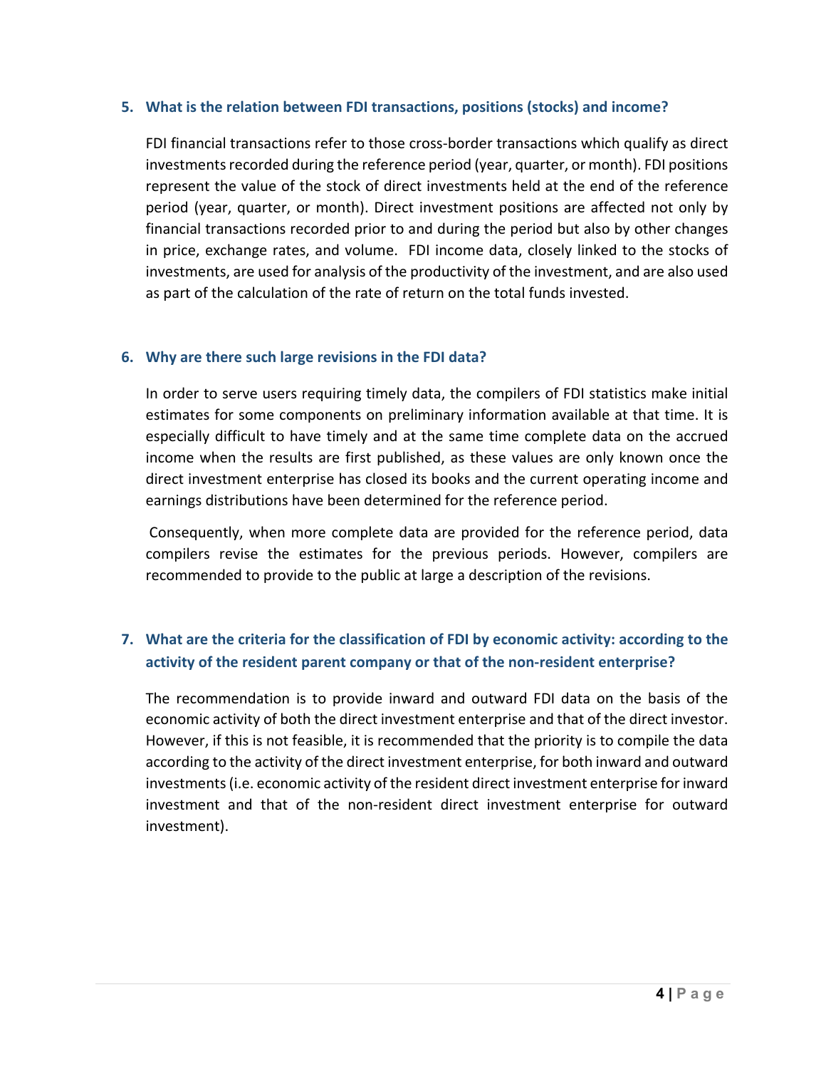### 5. What is the relation between FDI transactions, positions (stocks) and income?

FDI financial transactions refer to those cross-border transactions which qualify as direct investments recorded during the reference period (year, quarter, or month). FDI positions represent the value of the stock of direct investments held at the end of the reference period (year, quarter, or month). Direct investment positions are affected not only by financial transactions recorded prior to and during the period but also by other changes in price, exchange rates, and volume. FDI income data, closely linked to the stocks of investments, are used for analysis of the productivity of the investment, and are also used as part of the calculation of the rate of return on the total funds invested.

### 6. Why are there such large revisions in the FDI data?

In order to serve users requiring timely data, the compilers of FDI statistics make initial estimates for some components on preliminary information available at that time. It is especially difficult to have timely and at the same time complete data on the accrued income when the results are first published, as these values are only known once the direct investment enterprise has closed its books and the current operating income and earnings distributions have been determined for the reference period.

Consequently, when more complete data are provided for the reference period, data compilers revise the estimates for the previous periods. However, compilers are recommended to provide to the public at large a description of the revisions.

### 7. What are the criteria for the classification of FDI by economic activity: according to the activity of the resident parent company or that of the non-resident enterprise?

The recommendation is to provide inward and outward FDI data on the basis of the economic activity of both the direct investment enterprise and that of the direct investor. However, if this is not feasible, it is recommended that the priority is to compile the data according to the activity of the direct investment enterprise, for both inward and outward investments (i.e. economic activity of the resident direct investment enterprise for inward investment and that of the non-resident direct investment enterprise for outward investment).